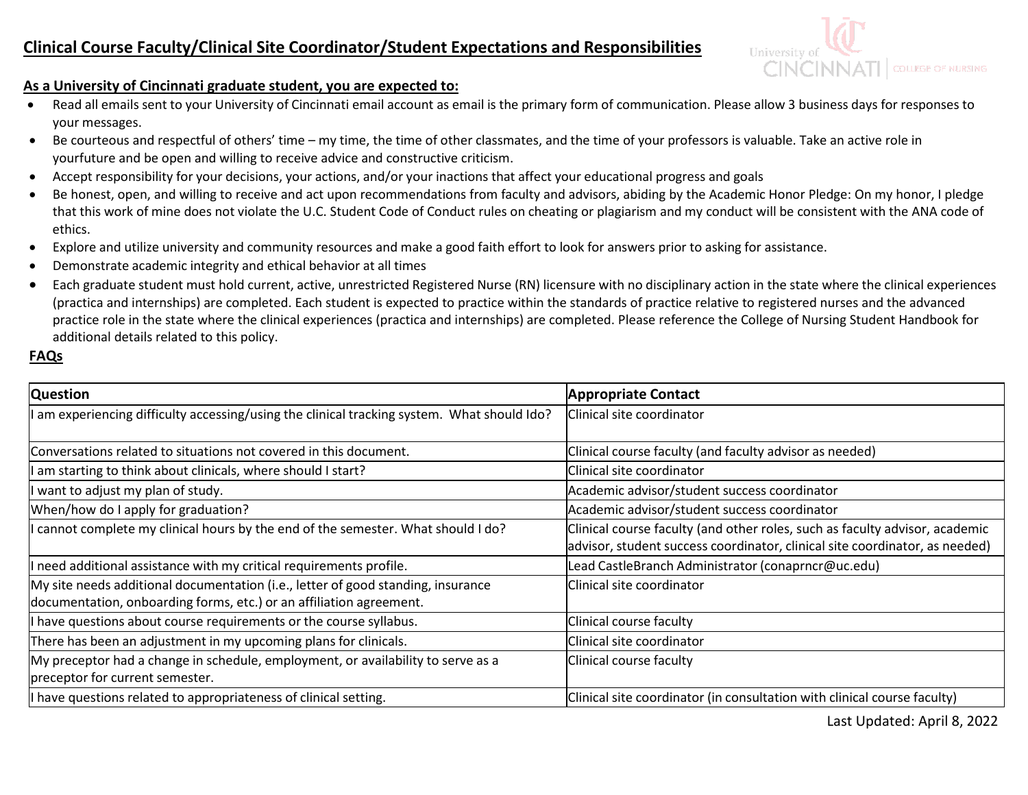# Clinical Course Faculty/Clinical Site Coordinator/Student Expectations and Responsibilities

**As a University of Cincinnati graduate student, you are expected to:**

- Read all emails sent to your University of Cincinnati email account as email is the primary form of communication. Please allow 3 business days for responses to your messages.
- Be courteous and respectful of others' time – my time, the time of other classmates, and the time of your professors is valuable. Take an active role in yourfuture and be open and willing to receive advice and constructive criticism.
- Accept responsibility for your decisions, your actions, and/or your inactions that affect your educational progress and goals
- Be honest, open, and willing to receive and act upon recommendations from faculty and advisors, abiding by the Academic Honor Pledge: On my honor, I pledge that this work of mine does not violate the U.C. Student Code of Conduct rules on cheating or plagiarism and my conduct will be consistent with the ANA code of ethics.
- Explore and utilize university and community resources and make a good faith effort to look for answers prior to asking for assistance.
- Demonstrate academic integrity and ethical behavior at all times
- Each graduate student must hold current, active, unrestricted Registered Nurse (RN) licensure with no disciplinary action in the state where the clinical experiences (practica and internships) are completed. Each student is expected to practice within the standards of practice relative to registered nurses and the advanced practice role in the state where the clinical experiences (practica and internships) are completed. Please reference the College of Nursing Student Handbook for additional details related to this policy.

**FAQs**

| Question | Appropriate Contact |
|---|---|
| I am experiencing difficulty accessing/using the clinical tracking system. What should Ido? | Clinical site coordinator |
| Conversations related to situations not covered in this document. | Clinical course faculty (and faculty advisor as needed) |
| I am starting to think about clinicals, where should I start? | Clinical site coordinator |
| I want to adjust my plan of study. | Academic advisor/student success coordinator |
| When/how do I apply for graduation? | Academic advisor/student success coordinator |
| I cannot complete my clinical hours by the end of the semester. What should I do? | Clinical course faculty (and other roles, such as faculty advisor, academic advisor, student success coordinator, clinical site coordinator, as needed) |
| I need additional assistance with my critical requirements profile. | Lead CastleBranch Administrator (conaprncr@uc.edu) |
| My site needs additional documentation (i.e., letter of good standing, insurance documentation, onboarding forms, etc.) or an affiliation agreement. | Clinical site coordinator |
| I have questions about course requirements or the course syllabus. | Clinical course faculty |
| There has been an adjustment in my upcoming plans for clinicals. | Clinical site coordinator |
| My preceptor had a change in schedule, employment, or availability to serve as a preceptor for current semester. | Clinical course faculty |
| I have questions related to appropriateness of clinical setting. | Clinical site coordinator (in consultation with clinical course faculty) |

Last Updated: April 8, 2022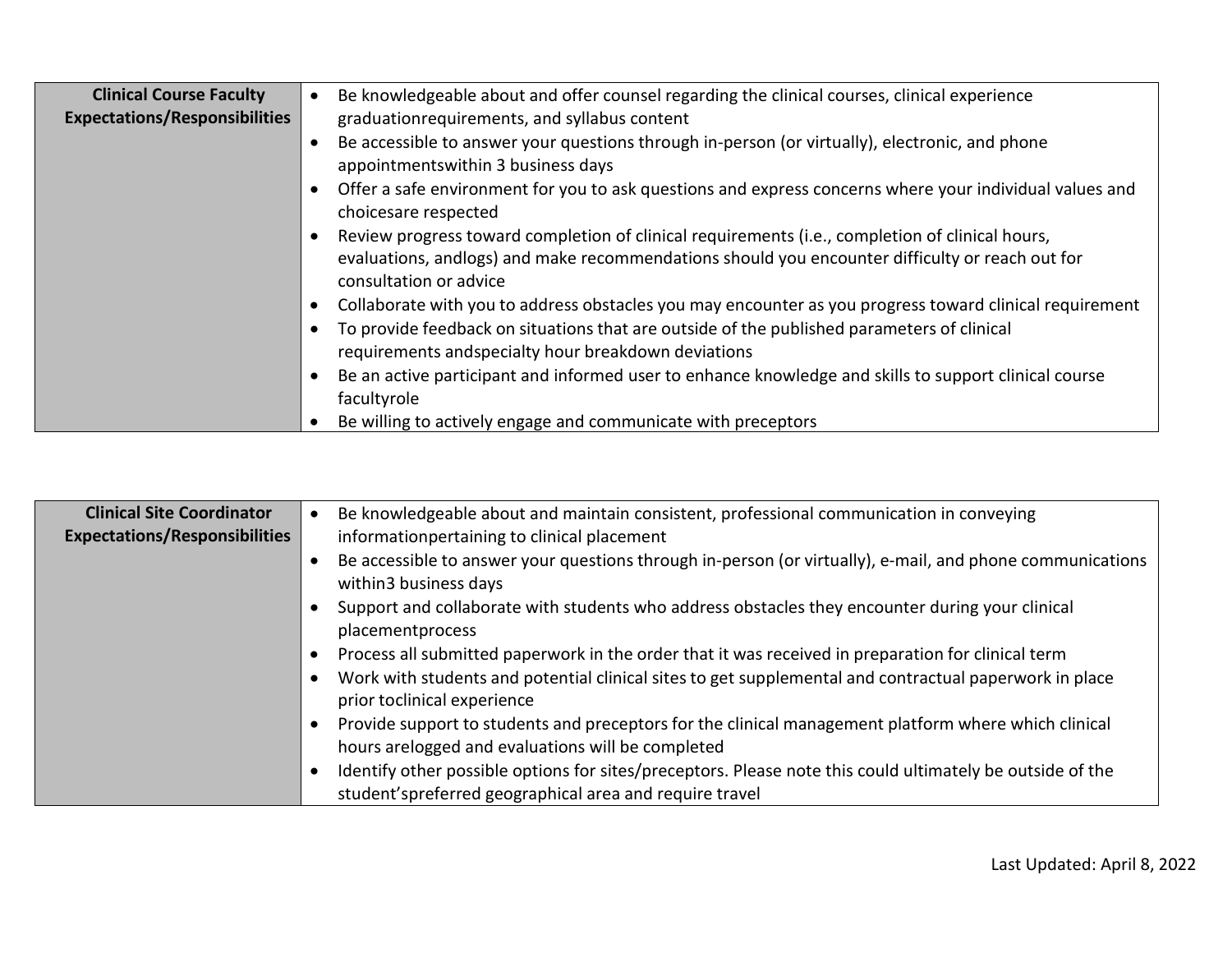| Clinical Course Faculty Expectations/Responsibilities | <ul><li>Be knowledgeable about and offer counsel regarding the clinical courses, clinical experience graduationrequirements, and syllabus content</li><li>Be accessible to answer your questions through in-person (or virtually), electronic, and phone appointmentswithin 3 business days</li><li>Offer a safe environment for you to ask questions and express concerns where your individual values and choicesare respected</li><li>Review progress toward completion of clinical requirements (i.e., completion of clinical hours, evaluations, andlogs) and make recommendations should you encounter difficulty or reach out for consultation or advice</li><li>Collaborate with you to address obstacles you may encounter as you progress toward clinical requirement</li><li>To provide feedback on situations that are outside of the published parameters of clinical requirements andspecialty hour breakdown deviations</li><li>Be an active participant and informed user to enhance knowledge and skills to support clinical course facultyrole</li><li>Be willing to actively engage and communicate with preceptors</li></ul> |
|---|---|

| Clinical Site Coordinator Expectations/Responsibilities | <ul><li>Be knowledgeable about and maintain consistent, professional communication in conveying informationpertaining to clinical placement</li><li>Be accessible to answer your questions through in-person (or virtually), e-mail, and phone communications within3 business days</li><li>Support and collaborate with students who address obstacles they encounter during your clinical placementprocess</li><li>Process all submitted paperwork in the order that it was received in preparation for clinical term</li><li>Work with students and potential clinical sites to get supplemental and contractual paperwork in place prior toclinical experience</li><li>Provide support to students and preceptors for the clinical management platform where which clinical hours arelogged and evaluations will be completed</li><li>Identify other possible options for sites/preceptors. Please note this could ultimately be outside of the student'spreferred geographical area and require travel</li></ul> |
|---|---|

Last Updated: April 8, 2022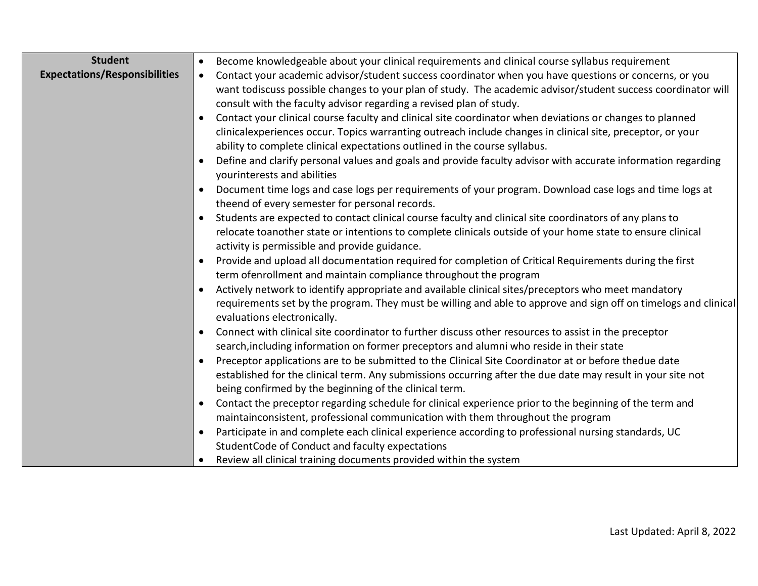| | |
|---|---|
| **Student Expectations/Responsibilities** | • Become knowledgeable about your clinical requirements and clinical course syllabus requirement<br>• Contact your academic advisor/student success coordinator when you have questions or concerns, or you want todiscuss possible changes to your plan of study. The academic advisor/student success coordinator will consult with the faculty advisor regarding a revised plan of study.<br>• Contact your clinical course faculty and clinical site coordinator when deviations or changes to planned clinicalexperiences occur. Topics warranting outreach include changes in clinical site, preceptor, or your ability to complete clinical expectations outlined in the course syllabus.<br>• Define and clarify personal values and goals and provide faculty advisor with accurate information regarding yourinterests and abilities<br>• Document time logs and case logs per requirements of your program. Download case logs and time logs at theend of every semester for personal records.<br>• Students are expected to contact clinical course faculty and clinical site coordinators of any plans to relocate toanother state or intentions to complete clinicals outside of your home state to ensure clinical activity is permissible and provide guidance.<br>• Provide and upload all documentation required for completion of Critical Requirements during the first term ofenrollment and maintain compliance throughout the program<br>• Actively network to identify appropriate and available clinical sites/preceptors who meet mandatory requirements set by the program. They must be willing and able to approve and sign off on timelogs and clinical evaluations electronically.<br>• Connect with clinical site coordinator to further discuss other resources to assist in the preceptor search,including information on former preceptors and alumni who reside in their state<br>• Preceptor applications are to be submitted to the Clinical Site Coordinator at or before thedue date established for the clinical term. Any submissions occurring after the due date may result in your site not being confirmed by the beginning of the clinical term.<br>• Contact the preceptor regarding schedule for clinical experience prior to the beginning of the term and maintainconsistent, professional communication with them throughout the program<br>• Participate in and complete each clinical experience according to professional nursing standards, UC StudentCode of Conduct and faculty expectations<br>• Review all clinical training documents provided within the system |

Last Updated: April 8, 2022